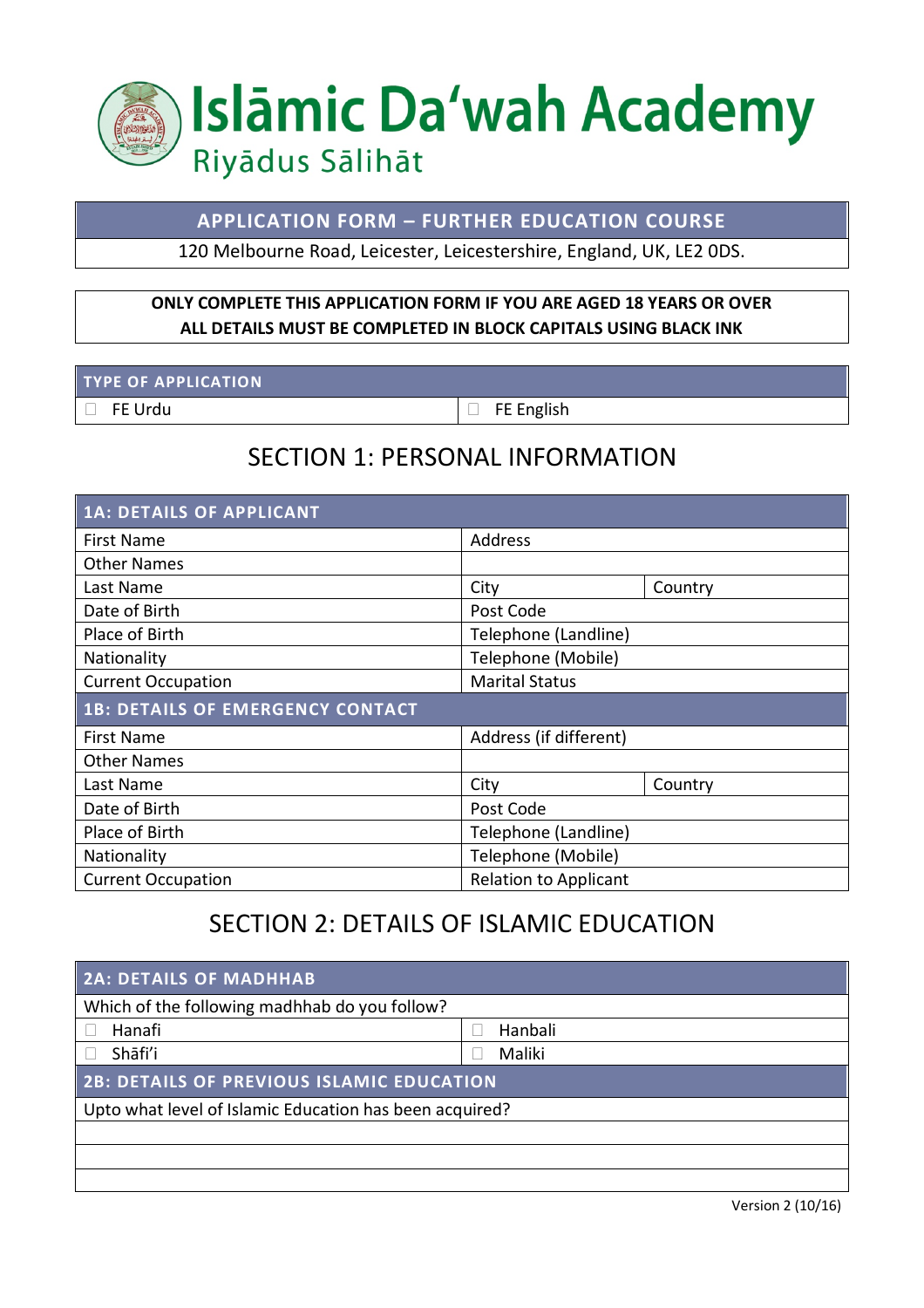# Islāmic Da'wah Academy

## Riyādus Sālihāt

**APPLICATION FORM – FURTHER EDUCATION COURSE**

120 Melbourne Road, Leicester, Leicestershire, England, UK, LE2 0DS.

**ONLY COMPLETE THIS APPLICATION FORM IF YOU ARE AGED 18 YEARS OR OVER**
**ALL DETAILS MUST BE COMPLETED IN BLOCK CAPITALS USING BLACK INK**

| TYPE OF APPLICATION | |
|---|---|
| ☐ FE Urdu | ☐ FE English |

## SECTION 1: PERSONAL INFORMATION

| 1A: DETAILS OF APPLICANT | | |
|---|---|---|
| First Name | Address | |
| Other Names | | |
| Last Name | City | Country |
| Date of Birth | Post Code | |
| Place of Birth | Telephone (Landline) | |
| Nationality | Telephone (Mobile) | |
| Current Occupation | Marital Status | |
| **1B: DETAILS OF EMERGENCY CONTACT** | | |
| First Name | Address (if different) | |
| Other Names | | |
| Last Name | City | Country |
| Date of Birth | Post Code | |
| Place of Birth | Telephone (Landline) | |
| Nationality | Telephone (Mobile) | |
| Current Occupation | Relation to Applicant | |

## SECTION 2: DETAILS OF ISLAMIC EDUCATION

| 2A: DETAILS OF MADHHAB | |
|---|---|
| Which of the following madhhab do you follow? | |
| ☐ Hanafi | ☐ Hanbali |
| ☐ Shāfi'i | ☐ Maliki |
| **2B: DETAILS OF PREVIOUS ISLAMIC EDUCATION** | |
| Upto what level of Islamic Education has been acquired? | |
| | |
| | |
| | |

Version 2 (10/16)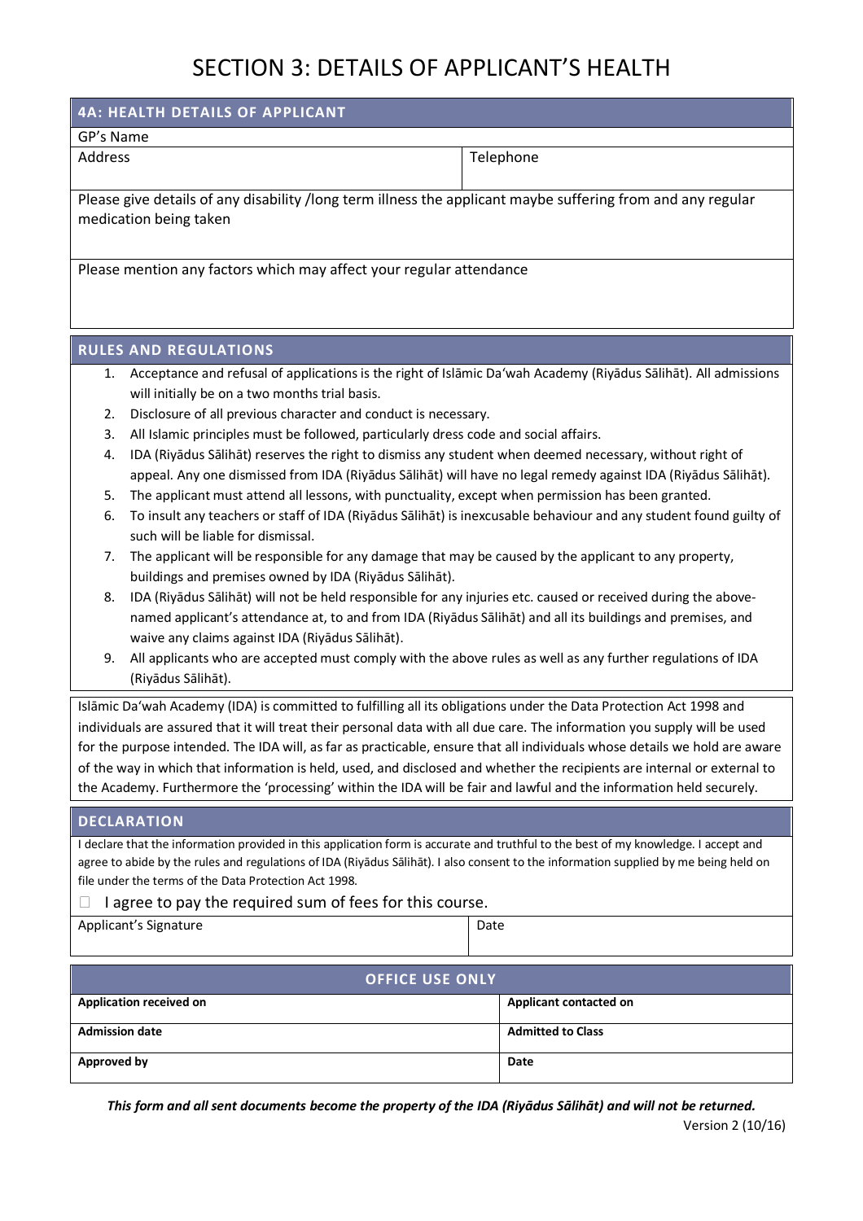# SECTION 3: DETAILS OF APPLICANT'S HEALTH

## 4A: HEALTH DETAILS OF APPLICANT

| | |
|---|---|
| GP's Name | |
| Address | Telephone |

Please give details of any disability /long term illness the applicant maybe suffering from and any regular medication being taken

Please mention any factors which may affect your regular attendance

## RULES AND REGULATIONS

1. Acceptance and refusal of applications is the right of Islāmic Da'wah Academy (Riyādus Sālihāt). All admissions will initially be on a two months trial basis.
2. Disclosure of all previous character and conduct is necessary.
3. All Islamic principles must be followed, particularly dress code and social affairs.
4. IDA (Riyādus Sālihāt) reserves the right to dismiss any student when deemed necessary, without right of appeal. Any one dismissed from IDA (Riyādus Sālihāt) will have no legal remedy against IDA (Riyādus Sālihāt).
5. The applicant must attend all lessons, with punctuality, except when permission has been granted.
6. To insult any teachers or staff of IDA (Riyādus Sālihāt) is inexcusable behaviour and any student found guilty of such will be liable for dismissal.
7. The applicant will be responsible for any damage that may be caused by the applicant to any property, buildings and premises owned by IDA (Riyādus Sālihāt).
8. IDA (Riyādus Sālihāt) will not be held responsible for any injuries etc. caused or received during the above-named applicant's attendance at, to and from IDA (Riyādus Sālihāt) and all its buildings and premises, and waive any claims against IDA (Riyādus Sālihāt).
9. All applicants who are accepted must comply with the above rules as well as any further regulations of IDA (Riyādus Sālihāt).

Islāmic Da'wah Academy (IDA) is committed to fulfilling all its obligations under the Data Protection Act 1998 and individuals are assured that it will treat their personal data with all due care. The information you supply will be used for the purpose intended. The IDA will, as far as practicable, ensure that all individuals whose details we hold are aware of the way in which that information is held, used, and disclosed and whether the recipients are internal or external to the Academy. Furthermore the 'processing' within the IDA will be fair and lawful and the information held securely.

## DECLARATION

I declare that the information provided in this application form is accurate and truthful to the best of my knowledge. I accept and agree to abide by the rules and regulations of IDA (Riyādus Sālihāt). I also consent to the information supplied by me being held on file under the terms of the Data Protection Act 1998.

☐ I agree to pay the required sum of fees for this course.

| | |
|---|---|
| Applicant's Signature | Date |

## OFFICE USE ONLY

| | |
|---|---|
| **Application received on** | **Applicant contacted on** |
| **Admission date** | **Admitted to Class** |
| **Approved by** | **Date** |

***This form and all sent documents become the property of the IDA (Riyādus Sālihāt) and will not be returned.***

Version 2 (10/16)